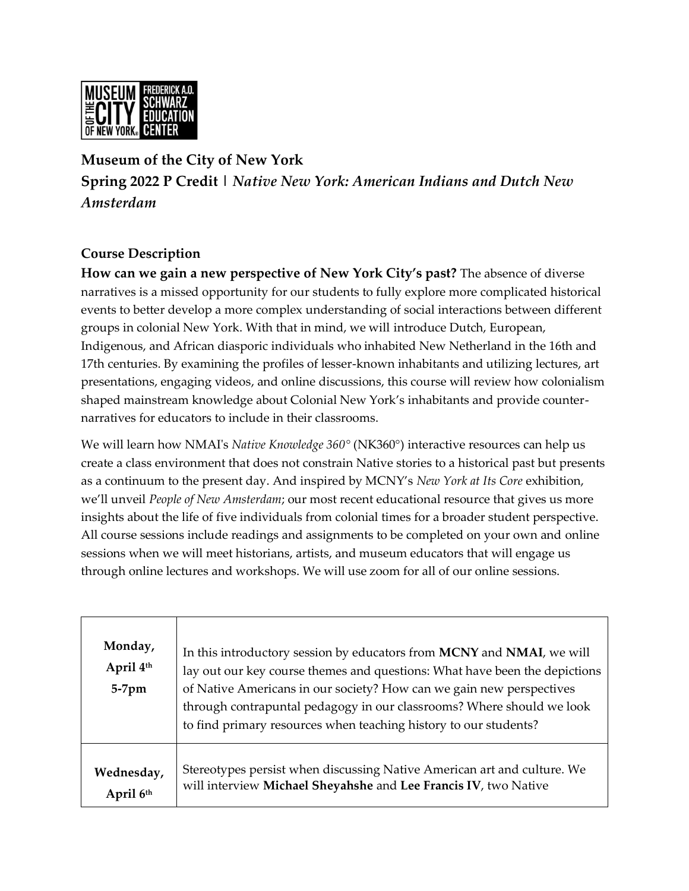**Museum of the City of New York**
**Spring 2022 P Credit | *Native New York: American Indians and Dutch New Amsterdam***

### Course Description

**How can we gain a new perspective of New York City's past?** The absence of diverse narratives is a missed opportunity for our students to fully explore more complicated historical events to better develop a more complex understanding of social interactions between different groups in colonial New York. With that in mind, we will introduce Dutch, European, Indigenous, and African diasporic individuals who inhabited New Netherland in the 16th and 17th centuries. By examining the profiles of lesser-known inhabitants and utilizing lectures, art presentations, engaging videos, and online discussions, this course will review how colonialism shaped mainstream knowledge about Colonial New York's inhabitants and provide counter-narratives for educators to include in their classrooms.

We will learn how NMAI's *Native Knowledge 360°* (NK360°) interactive resources can help us create a class environment that does not constrain Native stories to a historical past but presents as a continuum to the present day. And inspired by MCNY's *New York at Its Core* exhibition, we'll unveil *People of New Amsterdam*; our most recent educational resource that gives us more insights about the life of five individuals from colonial times for a broader student perspective. All course sessions include readings and assignments to be completed on your own and online sessions when we will meet historians, artists, and museum educators that will engage us through online lectures and workshops. We will use zoom for all of our online sessions.

| | |
|---|---|
| **Monday, April 4th 5-7pm** | In this introductory session by educators from **MCNY** and **NMAI**, we will lay out our key course themes and questions: What have been the depictions of Native Americans in our society? How can we gain new perspectives through contrapuntal pedagogy in our classrooms? Where should we look to find primary resources when teaching history to our students? |
| **Wednesday, April 6th** | Stereotypes persist when discussing Native American art and culture. We will interview **Michael Sheyahshe** and **Lee Francis IV**, two Native |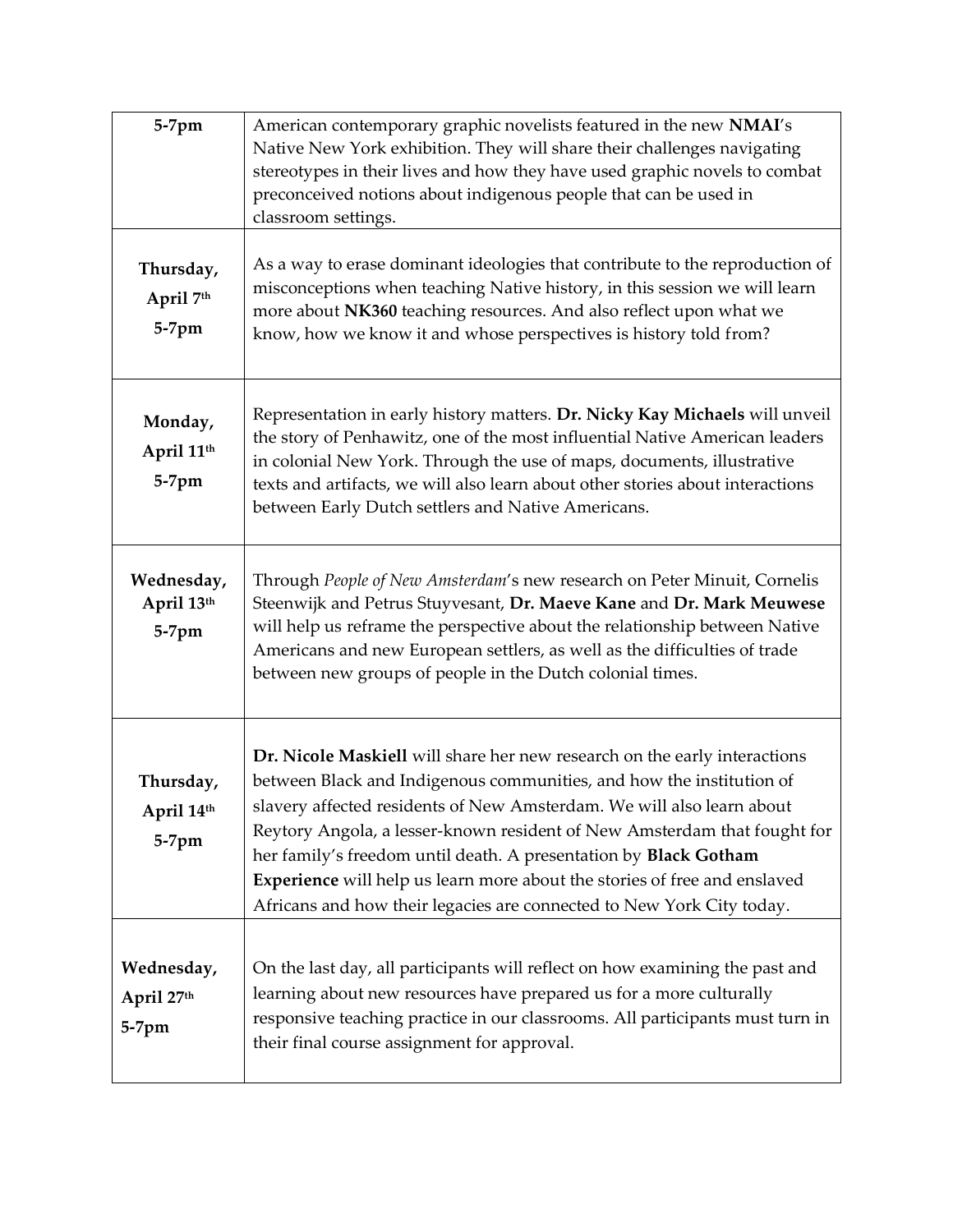| | |
|---|---|
| **5-7pm** | American contemporary graphic novelists featured in the new **NMAI**'s Native New York exhibition. They will share their challenges navigating stereotypes in their lives and how they have used graphic novels to combat preconceived notions about indigenous people that can be used in classroom settings. |
| **Thursday, April 7th 5-7pm** | As a way to erase dominant ideologies that contribute to the reproduction of misconceptions when teaching Native history, in this session we will learn more about **NK360** teaching resources. And also reflect upon what we know, how we know it and whose perspectives is history told from? |
| **Monday, April 11th 5-7pm** | Representation in early history matters. **Dr. Nicky Kay Michaels** will unveil the story of Penhawitz, one of the most influential Native American leaders in colonial New York. Through the use of maps, documents, illustrative texts and artifacts, we will also learn about other stories about interactions between Early Dutch settlers and Native Americans. |
| **Wednesday, April 13th 5-7pm** | Through *People of New Amsterdam*'s new research on Peter Minuit, Cornelis Steenwijk and Petrus Stuyvesant, **Dr. Maeve Kane** and **Dr. Mark Meuwese** will help us reframe the perspective about the relationship between Native Americans and new European settlers, as well as the difficulties of trade between new groups of people in the Dutch colonial times. |
| **Thursday, April 14th 5-7pm** | **Dr. Nicole Maskiell** will share her new research on the early interactions between Black and Indigenous communities, and how the institution of slavery affected residents of New Amsterdam. We will also learn about Reytory Angola, a lesser-known resident of New Amsterdam that fought for her family's freedom until death. A presentation by **Black Gotham Experience** will help us learn more about the stories of free and enslaved Africans and how their legacies are connected to New York City today. |
| **Wednesday, April 27th 5-7pm** | On the last day, all participants will reflect on how examining the past and learning about new resources have prepared us for a more culturally responsive teaching practice in our classrooms. All participants must turn in their final course assignment for approval. |